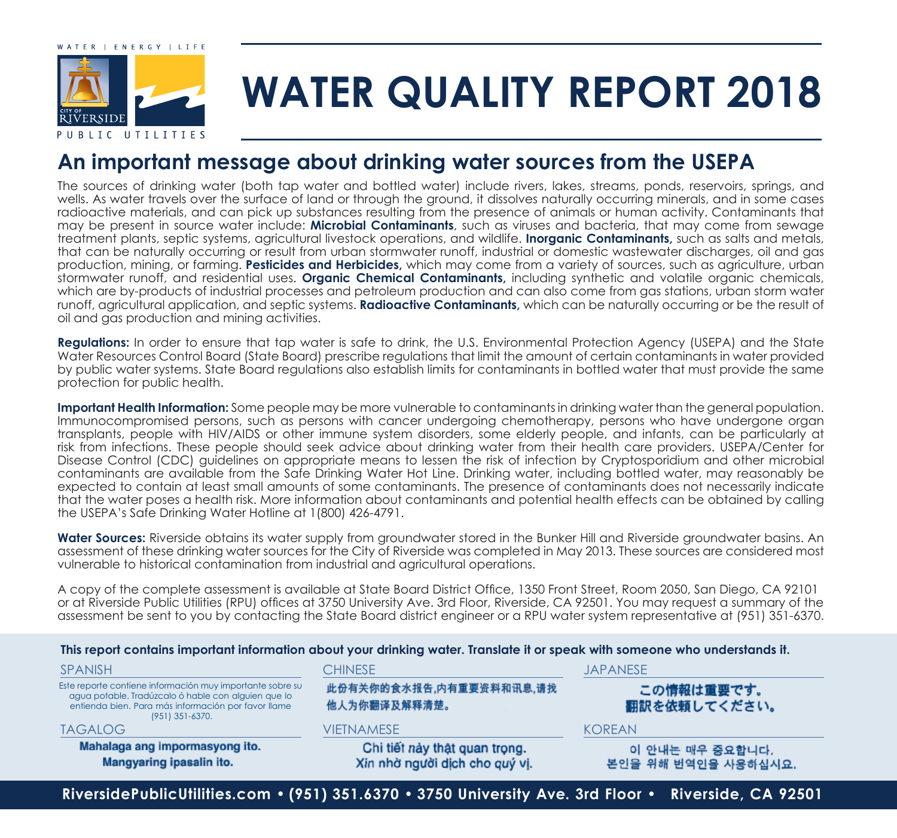WATER | ENERGY | LIFE

CITY OF RIVERSIDE

PUBLIC UTILITIES

# WATER QUALITY REPORT 2018

## An important message about drinking water sources from the USEPA

The sources of drinking water (both tap water and bottled water) include rivers, lakes, streams, ponds, reservoirs, springs, and wells. As water travels over the surface of land or through the ground, it dissolves naturally occurring minerals, and in some cases radioactive materials, and can pick up substances resulting from the presence of animals or human activity. Contaminants that may be present in source water include: **Microbial Contaminants**, such as viruses and bacteria, that may come from sewage treatment plants, septic systems, agricultural livestock operations, and wildlife. **Inorganic Contaminants,** such as salts and metals, that can be naturally occurring or result from urban stormwater runoff, industrial or domestic wastewater discharges, oil and gas production, mining, or farming. **Pesticides and Herbicides,** which may come from a variety of sources, such as agriculture, urban stormwater runoff, and residential uses. **Organic Chemical Contaminants,** including synthetic and volatile organic chemicals, which are by-products of industrial processes and petroleum production and can also come from gas stations, urban storm water runoff, agricultural application, and septic systems. **Radioactive Contaminants,** which can be naturally occurring or be the result of oil and gas production and mining activities.

**Regulations:** In order to ensure that tap water is safe to drink, the U.S. Environmental Protection Agency (USEPA) and the State Water Resources Control Board (State Board) prescribe regulations that limit the amount of certain contaminants in water provided by public water systems. State Board regulations also establish limits for contaminants in bottled water that must provide the same protection for public health.

**Important Health Information:** Some people may be more vulnerable to contaminants in drinking water than the general population. Immunocompromised persons, such as persons with cancer undergoing chemotherapy, persons who have undergone organ transplants, people with HIV/AIDS or other immune system disorders, some elderly people, and infants, can be particularly at risk from infections. These people should seek advice about drinking water from their health care providers. USEPA/Center for Disease Control (CDC) guidelines on appropriate means to lessen the risk of infection by Cryptosporidium and other microbial contaminants are available from the Safe Drinking Water Hot Line. Drinking water, including bottled water, may reasonably be expected to contain at least small amounts of some contaminants. The presence of contaminants does not necessarily indicate that the water poses a health risk. More information about contaminants and potential health effects can be obtained by calling the USEPA's Safe Drinking Water Hotline at 1(800) 426-4791.

**Water Sources:** Riverside obtains its water supply from groundwater stored in the Bunker Hill and Riverside groundwater basins. An assessment of these drinking water sources for the City of Riverside was completed in May 2013. These sources are considered most vulnerable to historical contamination from industrial and agricultural operations.

A copy of the complete assessment is available at State Board District Office, 1350 Front Street, Room 2050, San Diego, CA 92101 or at Riverside Public Utilities (RPU) offices at 3750 University Ave. 3rd Floor, Riverside, CA 92501. You may request a summary of the assessment be sent to you by contacting the State Board district engineer or a RPU water system representative at (951) 351-6370.

**This report contains important information about your drinking water. Translate it or speak with someone who understands it.**

SPANISH

Este reporte contiene información muy importante sobre su agua potable. Tradúzcalo ó hable con alguien que lo entienda bien. Para más información por favor llame (951) 351-6370.

CHINESE

此份有关你的食水报告,内有重要资料和讯息,请找他人为你翻译及解释清楚。

JAPANESE

この情報は重要です。
翻訳を依頼してください。

TAGALOG

Mahalaga ang impormasyong ito.
Mangyaring ipasalin ito.

VIETNAMESE

Chi tiết này thật quan trọng.
Xin nhờ người dịch cho quý vị.

KOREAN

이 안내는 매우 중요합니다.
본인을 위해 번역인을 사용하십시요.

**RiversidePublicUtilities.com • (951) 351.6370 • 3750 University Ave. 3rd Floor • Riverside, CA 92501**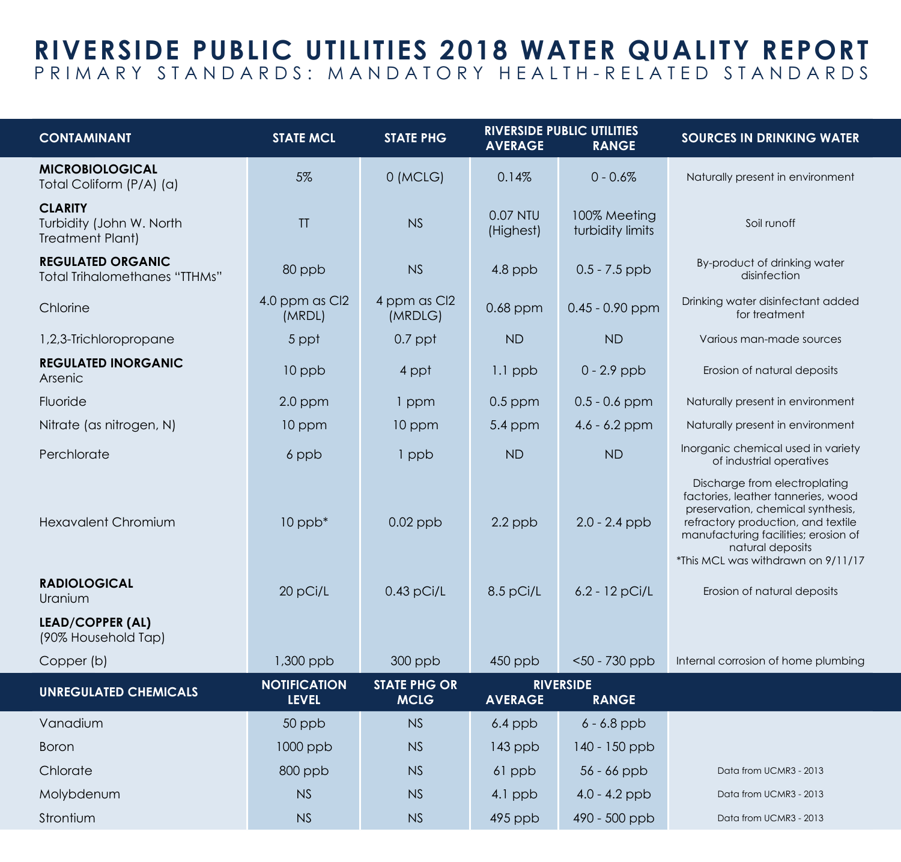# RIVERSIDE PUBLIC UTILITIES 2018 WATER QUALITY REPORT

## PRIMARY STANDARDS: MANDATORY HEALTH-RELATED STANDARDS

| CONTAMINANT | STATE MCL | STATE PHG | RIVERSIDE PUBLIC UTILITIES AVERAGE | RANGE | SOURCES IN DRINKING WATER |
|---|---|---|---|---|---|
| **MICROBIOLOGICAL** Total Coliform (P/A) (a) | 5% | 0 (MCLG) | 0.14% | 0 - 0.6% | Naturally present in environment |
| **CLARITY** Turbidity (John W. North Treatment Plant) | TT | NS | 0.07 NTU (Highest) | 100% Meeting turbidity limits | Soil runoff |
| **REGULATED ORGANIC** Total Trihalomethanes "TTHMs" | 80 ppb | NS | 4.8 ppb | 0.5 - 7.5 ppb | By-product of drinking water disinfection |
| Chlorine | 4.0 ppm as Cl2 (MRDL) | 4 ppm as Cl2 (MRDLG) | 0.68 ppm | 0.45 - 0.90 ppm | Drinking water disinfectant added for treatment |
| 1,2,3-Trichloropropane | 5 ppt | 0.7 ppt | ND | ND | Various man-made sources |
| **REGULATED INORGANIC** Arsenic | 10 ppb | 4 ppt | 1.1 ppb | 0 - 2.9 ppb | Erosion of natural deposits |
| Fluoride | 2.0 ppm | 1 ppm | 0.5 ppm | 0.5 - 0.6 ppm | Naturally present in environment |
| Nitrate (as nitrogen, N) | 10 ppm | 10 ppm | 5.4 ppm | 4.6 - 6.2 ppm | Naturally present in environment |
| Perchlorate | 6 ppb | 1 ppb | ND | ND | Inorganic chemical used in variety of industrial operatives |
| Hexavalent Chromium | 10 ppb* | 0.02 ppb | 2.2 ppb | 2.0 - 2.4 ppb | Discharge from electroplating factories, leather tanneries, wood preservation, chemical synthesis, refractory production, and textile manufacturing facilities; erosion of natural deposits *This MCL was withdrawn on 9/11/17 |
| **RADIOLOGICAL** Uranium | 20 pCi/L | 0.43 pCi/L | 8.5 pCi/L | 6.2 - 12 pCi/L | Erosion of natural deposits |
| **LEAD/COPPER (AL)** (90% Household Tap) | | | | | |
| Copper (b) | 1,300 ppb | 300 ppb | 450 ppb | <50 - 730 ppb | Internal corrosion of home plumbing |
| **UNREGULATED CHEMICALS** | **NOTIFICATION LEVEL** | **STATE PHG OR MCLG** | **RIVERSIDE AVERAGE** | **RANGE** | |
| Vanadium | 50 ppb | NS | 6.4 ppb | 6 - 6.8 ppb | |
| Boron | 1000 ppb | NS | 143 ppb | 140 - 150 ppb | |
| Chlorate | 800 ppb | NS | 61 ppb | 56 - 66 ppb | Data from UCMR3 - 2013 |
| Molybdenum | NS | NS | 4.1 ppb | 4.0 - 4.2 ppb | Data from UCMR3 - 2013 |
| Strontium | NS | NS | 495 ppb | 490 - 500 ppb | Data from UCMR3 - 2013 |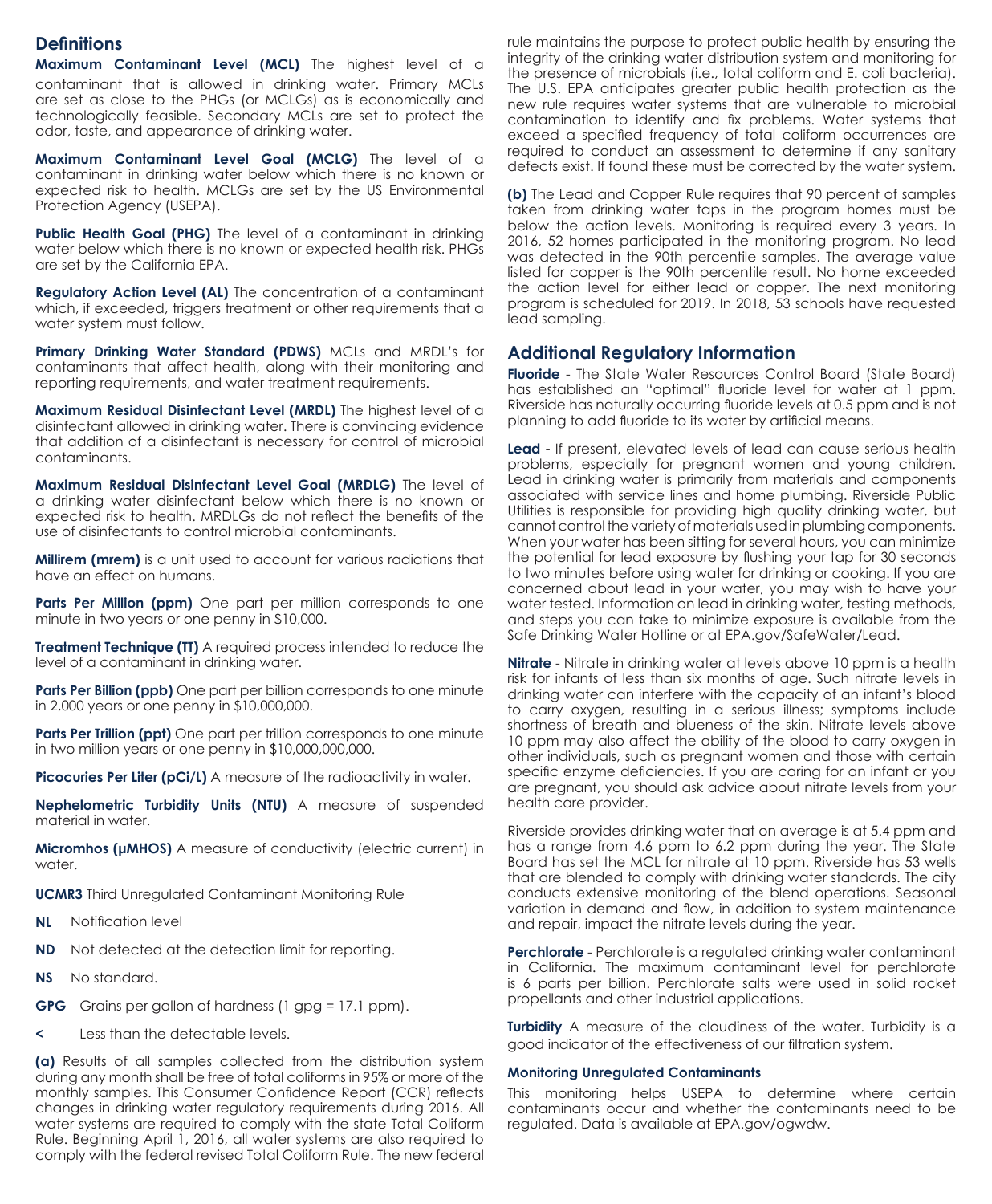## Definitions

**Maximum Contaminant Level (MCL)** The highest level of a contaminant that is allowed in drinking water. Primary MCLs are set as close to the PHGs (or MCLGs) as is economically and technologically feasible. Secondary MCLs are set to protect the odor, taste, and appearance of drinking water.

**Maximum Contaminant Level Goal (MCLG)** The level of a contaminant in drinking water below which there is no known or expected risk to health. MCLGs are set by the US Environmental Protection Agency (USEPA).

**Public Health Goal (PHG)** The level of a contaminant in drinking water below which there is no known or expected health risk. PHGs are set by the California EPA.

**Regulatory Action Level (AL)** The concentration of a contaminant which, if exceeded, triggers treatment or other requirements that a water system must follow.

**Primary Drinking Water Standard (PDWS)** MCLs and MRDL's for contaminants that affect health, along with their monitoring and reporting requirements, and water treatment requirements.

**Maximum Residual Disinfectant Level (MRDL)** The highest level of a disinfectant allowed in drinking water. There is convincing evidence that addition of a disinfectant is necessary for control of microbial contaminants.

**Maximum Residual Disinfectant Level Goal (MRDLG)** The level of a drinking water disinfectant below which there is no known or expected risk to health. MRDLGs do not reflect the benefits of the use of disinfectants to control microbial contaminants.

**Millirem (mrem)** is a unit used to account for various radiations that have an effect on humans.

**Parts Per Million (ppm)** One part per million corresponds to one minute in two years or one penny in $10,000.

**Treatment Technique (TT)** A required process intended to reduce the level of a contaminant in drinking water.

**Parts Per Billion (ppb)** One part per billion corresponds to one minute in 2,000 years or one penny in $10,000,000.

**Parts Per Trillion (ppt)** One part per trillion corresponds to one minute in two million years or one penny in $10,000,000,000.

**Picocuries Per Liter (pCi/L)** A measure of the radioactivity in water.

**Nephelometric Turbidity Units (NTU)** A measure of suspended material in water.

**Micromhos (µMHOS)** A measure of conductivity (electric current) in water.

**UCMR3** Third Unregulated Contaminant Monitoring Rule

**NL** Notification level

**ND** Not detected at the detection limit for reporting.

**NS** No standard.

**GPG** Grains per gallon of hardness (1 gpg = 17.1 ppm).

**<** Less than the detectable levels.

**(a)** Results of all samples collected from the distribution system during any month shall be free of total coliforms in 95% or more of the monthly samples. This Consumer Confidence Report (CCR) reflects changes in drinking water regulatory requirements during 2016. All water systems are required to comply with the state Total Coliform Rule. Beginning April 1, 2016, all water systems are also required to comply with the federal revised Total Coliform Rule. The new federal rule maintains the purpose to protect public health by ensuring the integrity of the drinking water distribution system and monitoring for the presence of microbials (i.e., total coliform and E. coli bacteria). The U.S. EPA anticipates greater public health protection as the new rule requires water systems that are vulnerable to microbial contamination to identify and fix problems. Water systems that exceed a specified frequency of total coliform occurrences are required to conduct an assessment to determine if any sanitary defects exist. If found these must be corrected by the water system.

**(b)** The Lead and Copper Rule requires that 90 percent of samples taken from drinking water taps in the program homes must be below the action levels. Monitoring is required every 3 years. In 2016, 52 homes participated in the monitoring program. No lead was detected in the 90th percentile samples. The average value listed for copper is the 90th percentile result. No home exceeded the action level for either lead or copper. The next monitoring program is scheduled for 2019. In 2018, 53 schools have requested lead sampling.

## Additional Regulatory Information

**Fluoride** - The State Water Resources Control Board (State Board) has established an "optimal" fluoride level for water at 1 ppm. Riverside has naturally occurring fluoride levels at 0.5 ppm and is not planning to add fluoride to its water by artificial means.

**Lead** - If present, elevated levels of lead can cause serious health problems, especially for pregnant women and young children. Lead in drinking water is primarily from materials and components associated with service lines and home plumbing. Riverside Public Utilities is responsible for providing high quality drinking water, but cannot control the variety of materials used in plumbing components. When your water has been sitting for several hours, you can minimize the potential for lead exposure by flushing your tap for 30 seconds to two minutes before using water for drinking or cooking. If you are concerned about lead in your water, you may wish to have your water tested. Information on lead in drinking water, testing methods, and steps you can take to minimize exposure is available from the Safe Drinking Water Hotline or at EPA.gov/SafeWater/Lead.

**Nitrate** - Nitrate in drinking water at levels above 10 ppm is a health risk for infants of less than six months of age. Such nitrate levels in drinking water can interfere with the capacity of an infant's blood to carry oxygen, resulting in a serious illness; symptoms include shortness of breath and blueness of the skin. Nitrate levels above 10 ppm may also affect the ability of the blood to carry oxygen in other individuals, such as pregnant women and those with certain specific enzyme deficiencies. If you are caring for an infant or you are pregnant, you should ask advice about nitrate levels from your health care provider.

Riverside provides drinking water that on average is at 5.4 ppm and has a range from 4.6 ppm to 6.2 ppm during the year. The State Board has set the MCL for nitrate at 10 ppm. Riverside has 53 wells that are blended to comply with drinking water standards. The city conducts extensive monitoring of the blend operations. Seasonal variation in demand and flow, in addition to system maintenance and repair, impact the nitrate levels during the year.

**Perchlorate** - Perchlorate is a regulated drinking water contaminant in California. The maximum contaminant level for perchlorate is 6 parts per billion. Perchlorate salts were used in solid rocket propellants and other industrial applications.

**Turbidity** A measure of the cloudiness of the water. Turbidity is a good indicator of the effectiveness of our filtration system.

### Monitoring Unregulated Contaminants

This monitoring helps USEPA to determine where certain contaminants occur and whether the contaminants need to be regulated. Data is available at EPA.gov/ogwdw.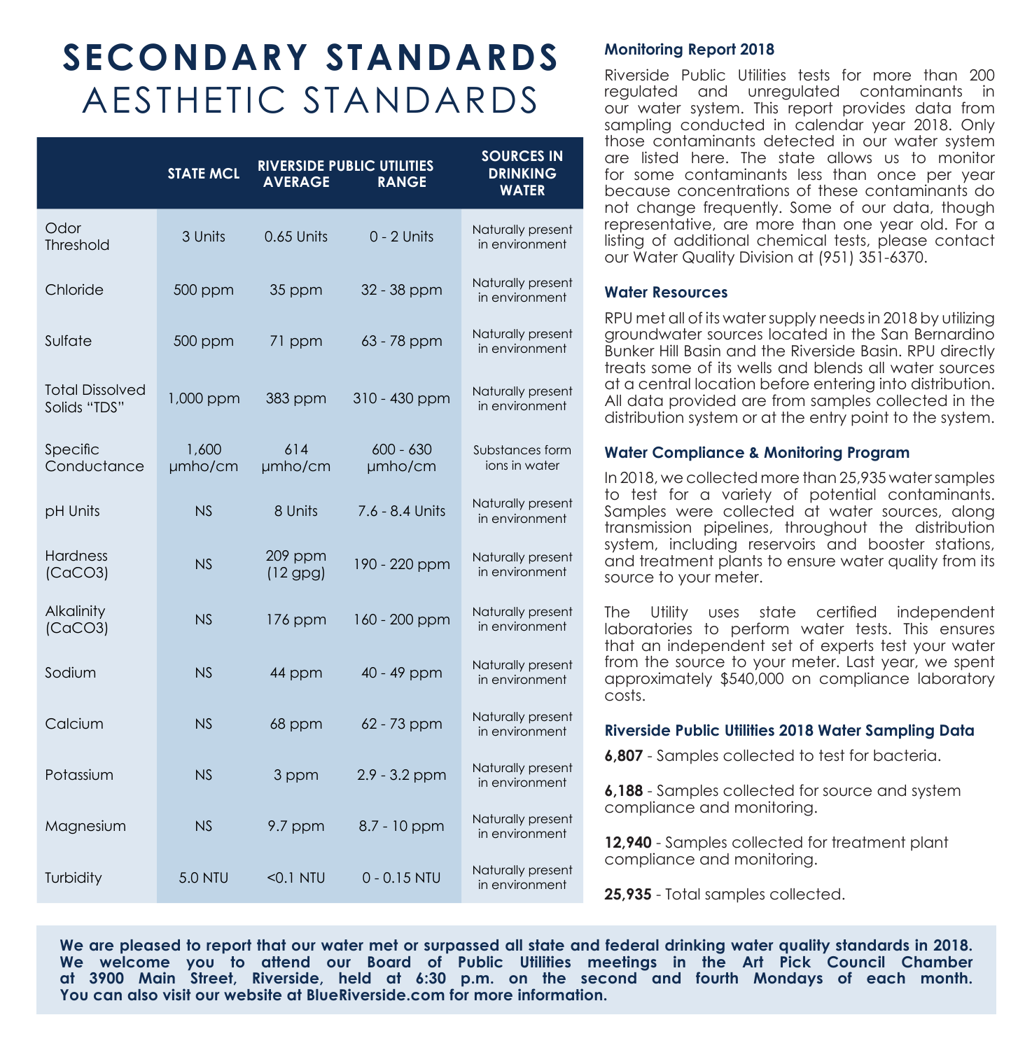# SECONDARY STANDARDS
## AESTHETIC STANDARDS

| | STATE MCL | RIVERSIDE PUBLIC UTILITIES AVERAGE | RANGE | SOURCES IN DRINKING WATER |
|---|---|---|---|---|
| Odor Threshold | 3 Units | 0.65 Units | 0 - 2 Units | Naturally present in environment |
| Chloride | 500 ppm | 35 ppm | 32 - 38 ppm | Naturally present in environment |
| Sulfate | 500 ppm | 71 ppm | 63 - 78 ppm | Naturally present in environment |
| Total Dissolved Solids "TDS" | 1,000 ppm | 383 ppm | 310 - 430 ppm | Naturally present in environment |
| Specific Conductance | 1,600 µmho/cm | 614 µmho/cm | 600 - 630 µmho/cm | Substances form ions in water |
| pH Units | NS | 8 Units | 7.6 - 8.4 Units | Naturally present in environment |
| Hardness (CaCO3) | NS | 209 ppm (12 gpg) | 190 - 220 ppm | Naturally present in environment |
| Alkalinity (CaCO3) | NS | 176 ppm | 160 - 200 ppm | Naturally present in environment |
| Sodium | NS | 44 ppm | 40 - 49 ppm | Naturally present in environment |
| Calcium | NS | 68 ppm | 62 - 73 ppm | Naturally present in environment |
| Potassium | NS | 3 ppm | 2.9 - 3.2 ppm | Naturally present in environment |
| Magnesium | NS | 9.7 ppm | 8.7 - 10 ppm | Naturally present in environment |
| Turbidity | 5.0 NTU | <0.1 NTU | 0 - 0.15 NTU | Naturally present in environment |

### Monitoring Report 2018

Riverside Public Utilities tests for more than 200 regulated and unregulated contaminants in our water system. This report provides data from sampling conducted in calendar year 2018. Only those contaminants detected in our water system are listed here. The state allows us to monitor for some contaminants less than once per year because concentrations of these contaminants do not change frequently. Some of our data, though representative, are more than one year old. For a listing of additional chemical tests, please contact our Water Quality Division at (951) 351-6370.

### Water Resources

RPU met all of its water supply needs in 2018 by utilizing groundwater sources located in the San Bernardino Bunker Hill Basin and the Riverside Basin. RPU directly treats some of its wells and blends all water sources at a central location before entering into distribution. All data provided are from samples collected in the distribution system or at the entry point to the system.

### Water Compliance & Monitoring Program

In 2018, we collected more than 25,935 water samples to test for a variety of potential contaminants. Samples were collected at water sources, along transmission pipelines, throughout the distribution system, including reservoirs and booster stations, and treatment plants to ensure water quality from its source to your meter.

The Utility uses state certified independent laboratories to perform water tests. This ensures that an independent set of experts test your water from the source to your meter. Last year, we spent approximately $540,000 on compliance laboratory costs.

### Riverside Public Utilities 2018 Water Sampling Data

**6,807** - Samples collected to test for bacteria.

**6,188** - Samples collected for source and system compliance and monitoring.

**12,940** - Samples collected for treatment plant compliance and monitoring.

**25,935** - Total samples collected.

**We are pleased to report that our water met or surpassed all state and federal drinking water quality standards in 2018. We welcome you to attend our Board of Public Utilities meetings in the Art Pick Council Chamber at 3900 Main Street, Riverside, held at 6:30 p.m. on the second and fourth Mondays of each month. You can also visit our website at BlueRiverside.com for more information.**